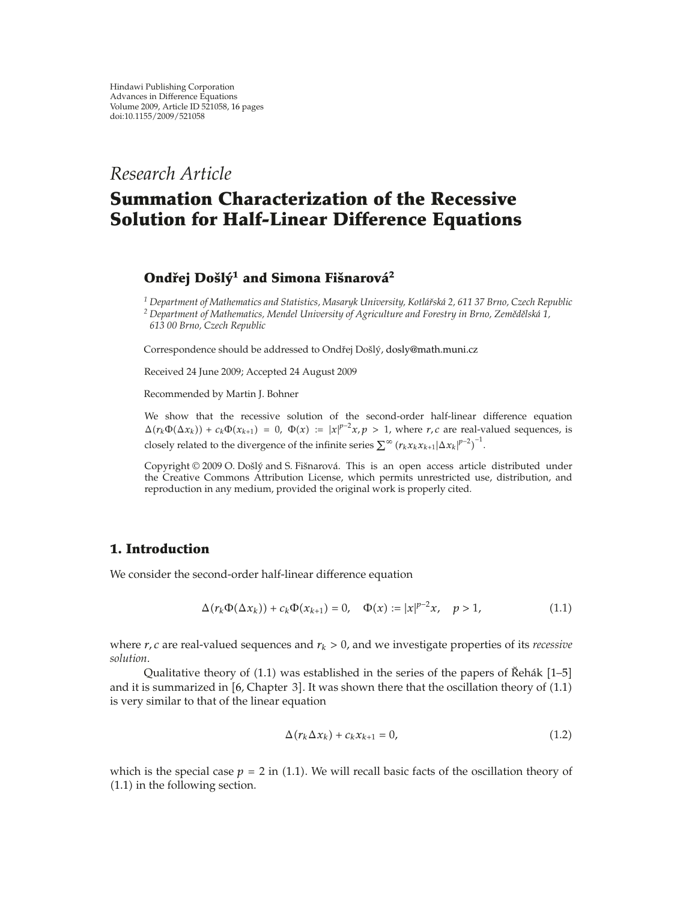Research Article

# Summation Characterization of the Recessive Solution for Half-Linear Difference Equations

**Ondřej Došlý[1] and Simona Fišnarová[2]**

[1] *Department of Mathematics and Statistics, Masaryk University, Kotlářská 2, 611 37 Brno, Czech Republic*
[2] *Department of Mathematics, Mendel University of Agriculture and Forestry in Brno, Zemědělská 1, 613 00 Brno, Czech Republic*

Correspondence should be addressed to Ondřej Došlý, dosly@math.muni.cz

Received 24 June 2009; Accepted 24 August 2009

Recommended by Martin J. Bohner

We show that the recessive solution of the second-order half-linear difference equation $\Delta(r_k\Phi(\Delta x_k)) + c_k\Phi(x_{k+1}) = 0$, $\Phi(x) := |x|^{p-2}x, p > 1$, where $r, c$ are real-valued sequences, is closely related to the divergence of the infinite series $\sum^{\infty} (r_k x_k x_{k+1} |\Delta x_k|^{p-2})^{-1}$.

Copyright © 2009 O. Došlý and S. Fišnarová. This is an open access article distributed under the Creative Commons Attribution License, which permits unrestricted use, distribution, and reproduction in any medium, provided the original work is properly cited.

## 1. Introduction

We consider the second-order half-linear difference equation

$$\Delta(r_k\Phi(\Delta x_k)) + c_k\Phi(x_{k+1}) = 0, \quad \Phi(x) := |x|^{p-2}x, \quad p > 1, \tag{1.1}$$

where $r, c$ are real-valued sequences and $r_k > 0$, and we investigate properties of its *recessive solution*.

Qualitative theory of (1.1) was established in the series of the papers of Řehák [1–5] and it is summarized in [6, Chapter 3]. It was shown there that the oscillation theory of (1.1) is very similar to that of the linear equation

$$\Delta(r_k \Delta x_k) + c_k x_{k+1} = 0, \tag{1.2}$$

which is the special case $p = 2$ in (1.1). We will recall basic facts of the oscillation theory of (1.1) in the following section.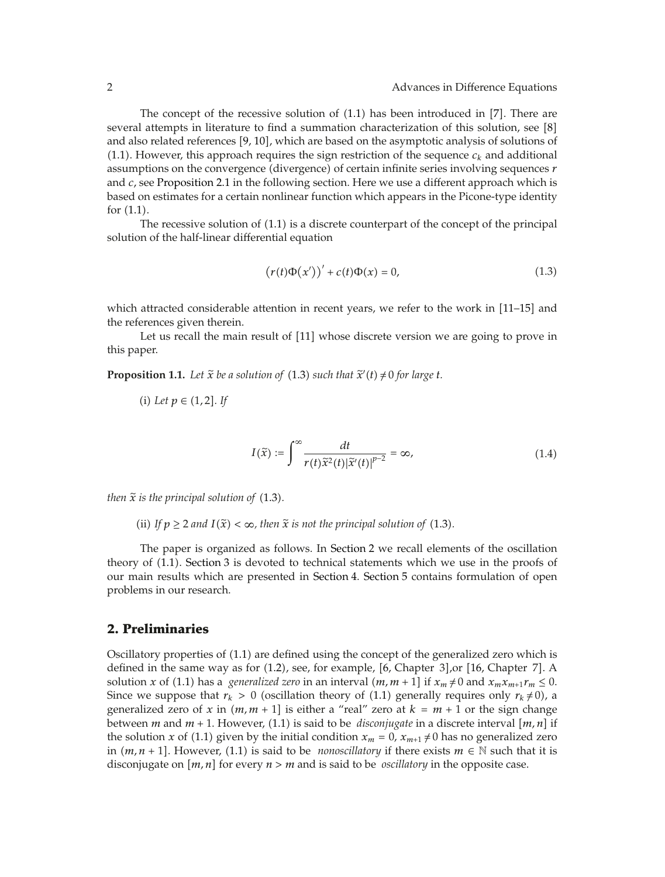The concept of the recessive solution of (1.1) has been introduced in [7]. There are several attempts in literature to find a summation characterization of this solution, see [8] and also related references [9, 10], which are based on the asymptotic analysis of solutions of (1.1). However, this approach requires the sign restriction of the sequence $c_k$ and additional assumptions on the convergence (divergence) of certain infinite series involving sequences $r$ and $c$, see Proposition 2.1 in the following section. Here we use a different approach which is based on estimates for a certain nonlinear function which appears in the Picone-type identity for (1.1).

The recessive solution of (1.1) is a discrete counterpart of the concept of the principal solution of the half-linear differential equation

$$\left(r(t)\Phi(x')\right)' + c(t)\Phi(x) = 0, \tag{1.3}$$

which attracted considerable attention in recent years, we refer to the work in [11–15] and the references given therein.

Let us recall the main result of [11] whose discrete version we are going to prove in this paper.

**Proposition 1.1.** *Let $\tilde{x}$ be a solution of* (1.3) *such that $\tilde{x}'(t) \neq 0$ for large $t$.*

(i) *Let $p \in (1, 2]$. If*

$$I(\tilde{x}) := \int^{\infty} \frac{dt}{r(t)\tilde{x}^2(t)|\tilde{x}'(t)|^{p-2}} = \infty, \tag{1.4}$$

*then $\tilde{x}$ is the principal solution of* (1.3)*.*

(ii) *If $p \geq 2$ and $I(\tilde{x}) < \infty$, then $\tilde{x}$ is not the principal solution of* (1.3)*.*

The paper is organized as follows. In Section 2 we recall elements of the oscillation theory of (1.1). Section 3 is devoted to technical statements which we use in the proofs of our main results which are presented in Section 4. Section 5 contains formulation of open problems in our research.

## 2. Preliminaries

Oscillatory properties of (1.1) are defined using the concept of the generalized zero which is defined in the same way as for (1.2), see, for example, [6, Chapter 3],or [16, Chapter 7]. A solution $x$ of (1.1) has a *generalized zero* in an interval $(m, m+1]$ if $x_m \neq 0$ and $x_m x_{m+1} r_m \leq 0$. Since we suppose that $r_k > 0$ (oscillation theory of (1.1) generally requires only $r_k \neq 0$), a generalized zero of $x$ in $(m, m+1]$ is either a "real" zero at $k = m+1$ or the sign change between $m$ and $m+1$. However, (1.1) is said to be *disconjugate* in a discrete interval $[m, n]$ if the solution $x$ of (1.1) given by the initial condition $x_m = 0$, $x_{m+1} \neq 0$ has no generalized zero in $(m, n+1]$. However, (1.1) is said to be *nonoscillatory* if there exists $m \in \mathbb{N}$ such that it is disconjugate on $[m, n]$ for every $n > m$ and is said to be *oscillatory* in the opposite case.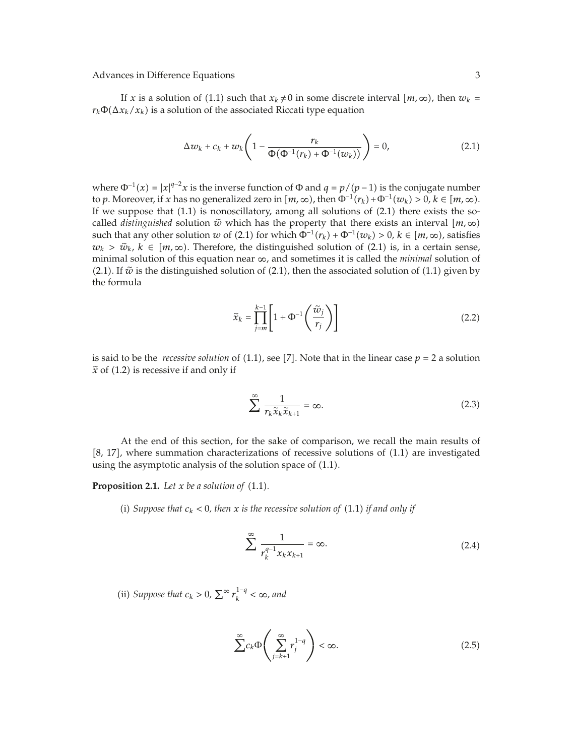If $x$ is a solution of (1.1) such that $x_k \neq 0$ in some discrete interval $[m, \infty)$, then $w_k = r_k \Phi(\Delta x_k / x_k)$ is a solution of the associated Riccati type equation

$$\Delta w_k + c_k + w_k \left( 1 - \frac{r_k}{\Phi\left(\Phi^{-1}(r_k) + \Phi^{-1}(w_k)\right)} \right) = 0, \tag{2.1}$$

where $\Phi^{-1}(x) = |x|^{q-2}x$ is the inverse function of $\Phi$ and $q = p/(p-1)$ is the conjugate number to $p$. Moreover, if $x$ has no generalized zero in $[m, \infty)$, then $\Phi^{-1}(r_k) + \Phi^{-1}(w_k) > 0$, $k \in [m, \infty)$. If we suppose that (1.1) is nonoscillatory, among all solutions of (2.1) there exists the so-called *distinguished* solution $\widetilde{w}$ which has the property that there exists an interval $[m, \infty)$ such that any other solution $w$ of (2.1) for which $\Phi^{-1}(r_k) + \Phi^{-1}(w_k) > 0$, $k \in [m, \infty)$, satisfies $w_k > \widetilde{w}_k$, $k \in [m, \infty)$. Therefore, the distinguished solution of (2.1) is, in a certain sense, minimal solution of this equation near $\infty$, and sometimes it is called the *minimal* solution of (2.1). If $\widetilde{w}$ is the distinguished solution of (2.1), then the associated solution of (1.1) given by the formula

$$\widetilde{x}_k = \prod_{j=m}^{k-1} \left[ 1 + \Phi^{-1}\left( \frac{\widetilde{w}_j}{r_j} \right) \right] \tag{2.2}$$

is said to be the *recessive solution* of (1.1), see [7]. Note that in the linear case $p = 2$ a solution $\widetilde{x}$ of (1.2) is recessive if and only if

$$\sum^{\infty} \frac{1}{r_k \widetilde{x}_k \widetilde{x}_{k+1}} = \infty. \tag{2.3}$$

At the end of this section, for the sake of comparison, we recall the main results of [8, 17], where summation characterizations of recessive solutions of (1.1) are investigated using the asymptotic analysis of the solution space of (1.1).

**Proposition 2.1.** *Let $x$ be a solution of* (1.1)*.*

(i) *Suppose that $c_k < 0$, then $x$ is the recessive solution of* (1.1) *if and only if*

$$\sum^{\infty} \frac{1}{r_k^{q-1} x_k x_{k+1}} = \infty. \tag{2.4}$$

(ii) *Suppose that $c_k > 0$, $\sum^{\infty} r_k^{1-q} < \infty$, and*

$$\sum^{\infty} c_k \Phi\left( \sum_{j=k+1}^{\infty} r_j^{1-q} \right) < \infty. \tag{2.5}$$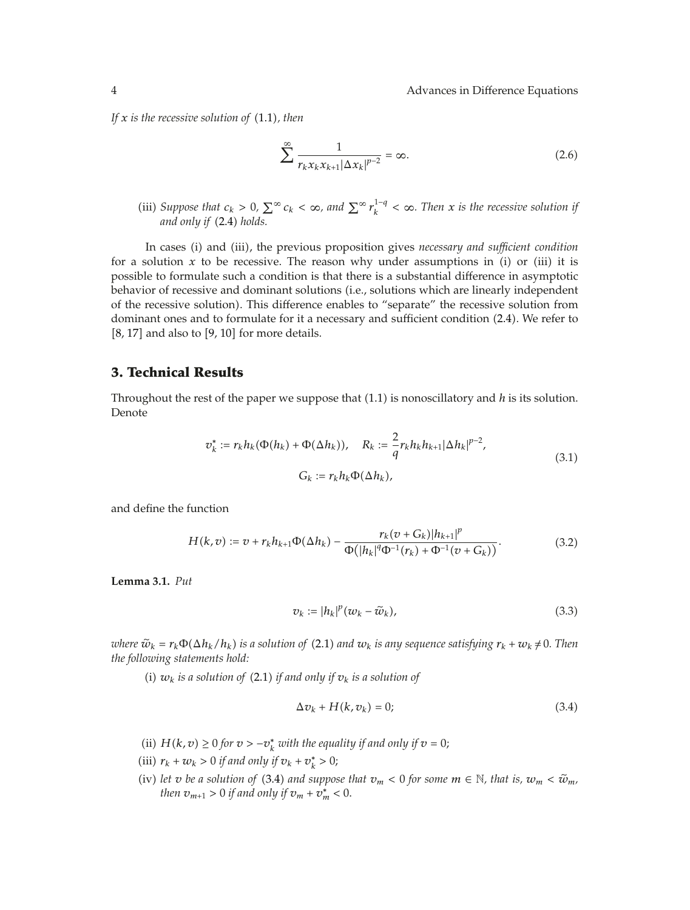*If $x$ is the recessive solution of* (1.1)*, then*

$$\sum^{\infty} \frac{1}{r_k x_k x_{k+1} |\Delta x_k|^{p-2}} = \infty. \tag{2.6}$$

(iii) *Suppose that $c_k > 0$, $\sum^{\infty} c_k < \infty$, and $\sum^{\infty} r_k^{1-q} < \infty$. Then $x$ is the recessive solution if and only if* (2.4) *holds.*

In cases (i) and (iii), the previous proposition gives *necessary and sufficient condition* for a solution $x$ to be recessive. The reason why under assumptions in (i) or (iii) it is possible to formulate such a condition is that there is a substantial difference in asymptotic behavior of recessive and dominant solutions (i.e., solutions which are linearly independent of the recessive solution). This difference enables to "separate" the recessive solution from dominant ones and to formulate for it a necessary and sufficient condition (2.4). We refer to [8, 17] and also to [9, 10] for more details.

## 3. Technical Results

Throughout the rest of the paper we suppose that (1.1) is nonoscillatory and $h$ is its solution. Denote

$$v_k^* := r_k h_k (\Phi(h_k) + \Phi(\Delta h_k)), \quad R_k := \frac{2}{q} r_k h_k h_{k+1} |\Delta h_k|^{p-2},$$
$$G_k := r_k h_k \Phi(\Delta h_k), \tag{3.1}$$

and define the function

$$H(k, v) := v + r_k h_{k+1} \Phi(\Delta h_k) - \frac{r_k (v + G_k) |h_{k+1}|^p}{\Phi\left(|h_k|^q \Phi^{-1}(r_k) + \Phi^{-1}(v + G_k)\right)}. \tag{3.2}$$

**Lemma 3.1.** *Put*

$$v_k := |h_k|^p (w_k - \widetilde{w}_k), \tag{3.3}$$

*where $\widetilde{w}_k = r_k \Phi(\Delta h_k / h_k)$ is a solution of* (2.1) *and $w_k$ is any sequence satisfying $r_k + w_k \neq 0$. Then the following statements hold:*

(i) *$w_k$ is a solution of* (2.1) *if and only if $v_k$ is a solution of*

$$\Delta v_k + H(k, v_k) = 0; \tag{3.4}$$

(ii) *$H(k, v) \geq 0$ for $v > -v_k^*$ with the equality if and only if $v = 0$;*

(iii) *$r_k + w_k > 0$ if and only if $v_k + v_k^* > 0$;*

(iv) *let $v$ be a solution of* (3.4) *and suppose that $v_m < 0$ for some $m \in \mathbb{N}$, that is, $w_m < \widetilde{w}_m$, then $v_{m+1} > 0$ if and only if $v_m + v_m^* < 0$.*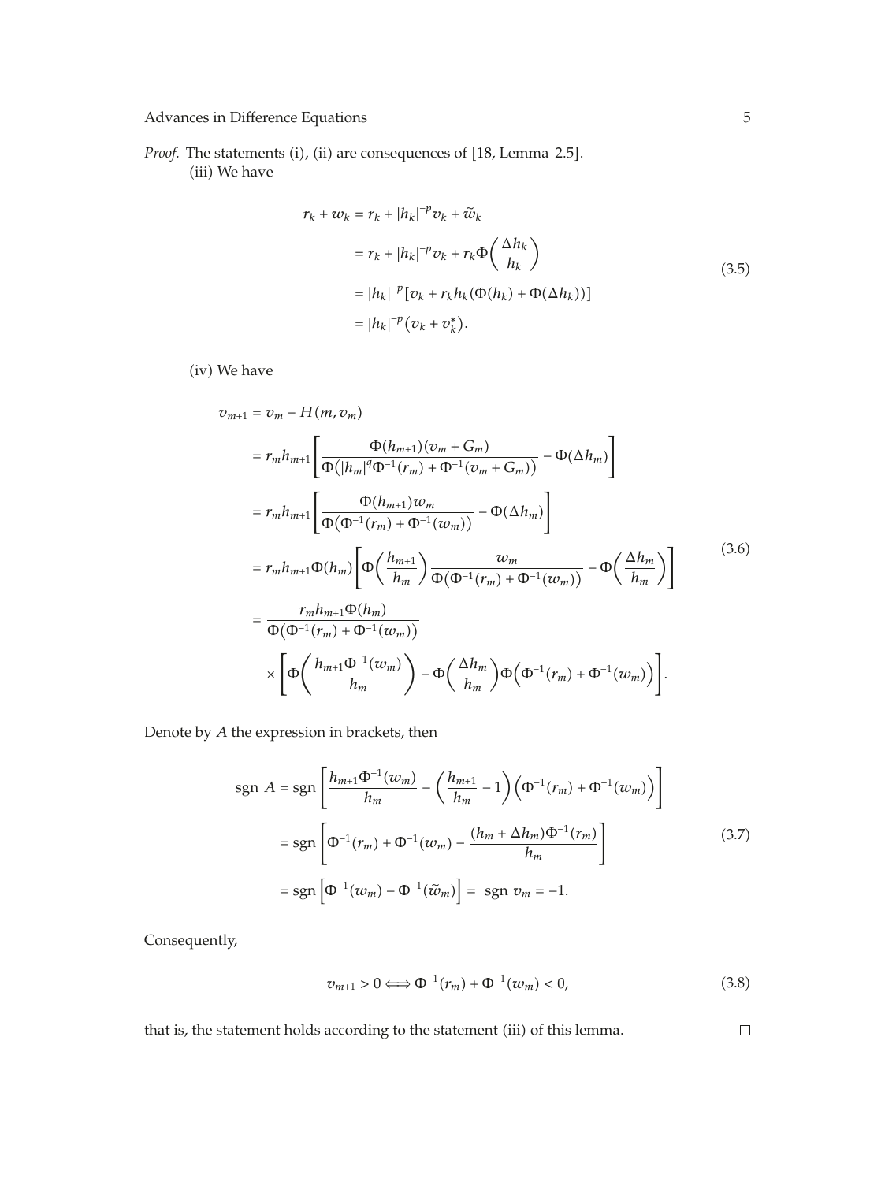*Proof.* The statements (i), (ii) are consequences of [18, Lemma 2.5].

(iii) We have

$$
\begin{aligned}
r_k + w_k &= r_k + |h_k|^{-p} v_k + \widetilde{w}_k \\
&= r_k + |h_k|^{-p} v_k + r_k \Phi\left(\frac{\Delta h_k}{h_k}\right) \\
&= |h_k|^{-p}\left[v_k + r_k h_k (\Phi(h_k) + \Phi(\Delta h_k))\right] \\
&= |h_k|^{-p}\left(v_k + v_k^*\right).
\end{aligned}
\tag{3.5}
$$

(iv) We have

$$
\begin{aligned}
v_{m+1} &= v_m - H(m, v_m) \\
&= r_m h_{m+1}\left[\frac{\Phi(h_{m+1})(v_m + G_m)}{\Phi\left(|h_m|^q \Phi^{-1}(r_m) + \Phi^{-1}(v_m + G_m)\right)} - \Phi(\Delta h_m)\right] \\
&= r_m h_{m+1}\left[\frac{\Phi(h_{m+1}) w_m}{\Phi\left(\Phi^{-1}(r_m) + \Phi^{-1}(w_m)\right)} - \Phi(\Delta h_m)\right] \\
&= r_m h_{m+1}\Phi(h_m)\left[\Phi\left(\frac{h_{m+1}}{h_m}\right)\frac{w_m}{\Phi\left(\Phi^{-1}(r_m) + \Phi^{-1}(w_m)\right)} - \Phi\left(\frac{\Delta h_m}{h_m}\right)\right] \\
&= \frac{r_m h_{m+1}\Phi(h_m)}{\Phi\left(\Phi^{-1}(r_m) + \Phi^{-1}(w_m)\right)} \\
&\quad \times \left[\Phi\left(\frac{h_{m+1}\Phi^{-1}(w_m)}{h_m}\right) - \Phi\left(\frac{\Delta h_m}{h_m}\right)\Phi\left(\Phi^{-1}(r_m) + \Phi^{-1}(w_m)\right)\right].
\end{aligned}
\tag{3.6}
$$

Denote by $A$ the expression in brackets, then

$$
\begin{aligned}
\operatorname{sgn} A &= \operatorname{sgn}\left[\frac{h_{m+1}\Phi^{-1}(w_m)}{h_m} - \left(\frac{h_{m+1}}{h_m} - 1\right)\left(\Phi^{-1}(r_m) + \Phi^{-1}(w_m)\right)\right] \\
&= \operatorname{sgn}\left[\Phi^{-1}(r_m) + \Phi^{-1}(w_m) - \frac{(h_m + \Delta h_m)\Phi^{-1}(r_m)}{h_m}\right] \\
&= \operatorname{sgn}\left[\Phi^{-1}(w_m) - \Phi^{-1}(\widetilde{w}_m)\right] = \operatorname{sgn} v_m = -1.
\end{aligned}
\tag{3.7}
$$

Consequently,

$$
v_{m+1} > 0 \Longleftrightarrow \Phi^{-1}(r_m) + \Phi^{-1}(w_m) < 0,
\tag{3.8}
$$

that is, the statement holds according to the statement (iii) of this lemma. □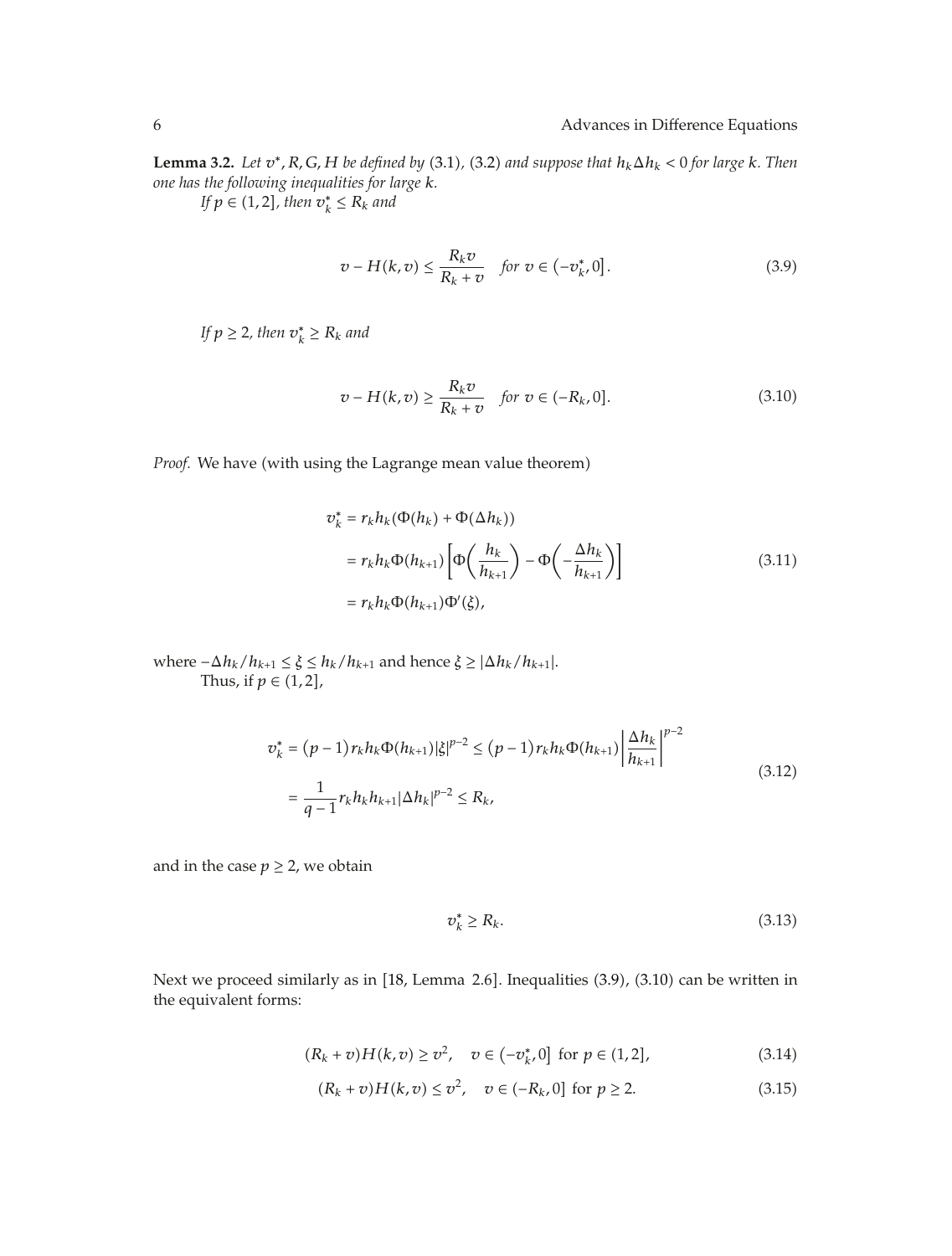**Lemma 3.2.** *Let $v^*, R, G, H$ be defined by* (3.1), (3.2) *and suppose that $h_k \Delta h_k < 0$ for large $k$. Then one has the following inequalities for large $k$.*

*If $p \in (1,2]$, then $v_k^* \leq R_k$ and*

$$v - H(k,v) \leq \frac{R_k v}{R_k + v} \quad \text{for } v \in \left(-v_k^*, 0\right]. \tag{3.9}$$

*If $p \geq 2$, then $v_k^* \geq R_k$ and*

$$v - H(k,v) \geq \frac{R_k v}{R_k + v} \quad \text{for } v \in (-R_k, 0]. \tag{3.10}$$

*Proof.* We have (with using the Lagrange mean value theorem)

$$\begin{aligned}
v_k^* &= r_k h_k (\Phi(h_k) + \Phi(\Delta h_k)) \\
&= r_k h_k \Phi(h_{k+1}) \left[\Phi\left(\frac{h_k}{h_{k+1}}\right) - \Phi\left(-\frac{\Delta h_k}{h_{k+1}}\right)\right] \\
&= r_k h_k \Phi(h_{k+1}) \Phi'(\xi),
\end{aligned} \tag{3.11}$$

where $-\Delta h_k / h_{k+1} \leq \xi \leq h_k / h_{k+1}$ and hence $\xi \geq |\Delta h_k / h_{k+1}|$.

Thus, if $p \in (1,2]$,

$$\begin{aligned}
v_k^* &= (p-1) r_k h_k \Phi(h_{k+1}) |\xi|^{p-2} \leq (p-1) r_k h_k \Phi(h_{k+1}) \left|\frac{\Delta h_k}{h_{k+1}}\right|^{p-2} \\
&= \frac{1}{q-1} r_k h_k h_{k+1} |\Delta h_k|^{p-2} \leq R_k,
\end{aligned} \tag{3.12}$$

and in the case $p \geq 2$, we obtain

$$v_k^* \geq R_k. \tag{3.13}$$

Next we proceed similarly as in [18, Lemma 2.6]. Inequalities (3.9), (3.10) can be written in the equivalent forms:

$$(R_k + v) H(k,v) \geq v^2, \quad v \in \left(-v_k^*, 0\right] \text{ for } p \in (1,2], \tag{3.14}$$

$$(R_k + v) H(k,v) \leq v^2, \quad v \in (-R_k, 0] \text{ for } p \geq 2. \tag{3.15}$$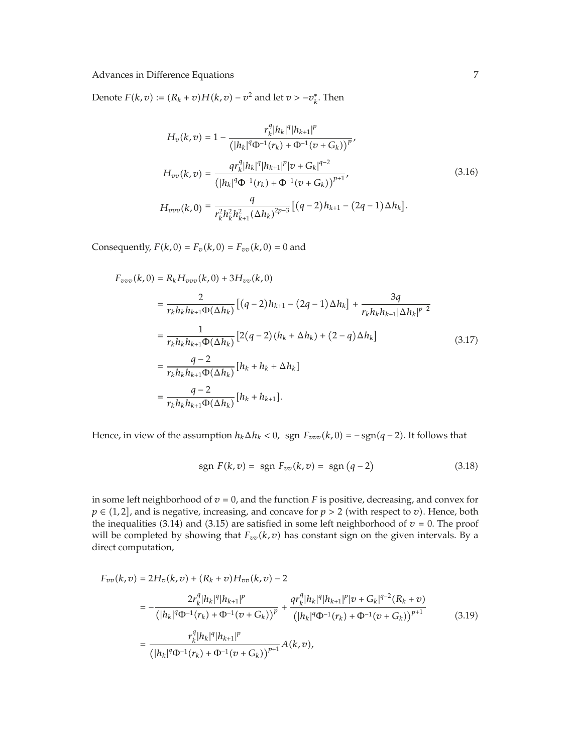Denote $F(k,v) := (R_k + v)H(k,v) - v^2$ and let $v > -v_k^*$. Then

$$
\begin{aligned}
H_v(k,v) &= 1 - \frac{r_k^q |h_k|^q |h_{k+1}|^p}{\left(|h_k|^q \Phi^{-1}(r_k) + \Phi^{-1}(v + G_k)\right)^p}, \\
H_{vv}(k,v) &= \frac{q r_k^q |h_k|^q |h_{k+1}|^p |v + G_k|^{q-2}}{\left(|h_k|^q \Phi^{-1}(r_k) + \Phi^{-1}(v + G_k)\right)^{p+1}}, \\
H_{vvv}(k,0) &= \frac{q}{r_k^2 h_k^2 h_{k+1}^2 (\Delta h_k)^{2p-3}} \left[(q-2)h_{k+1} - (2q-1)\Delta h_k\right].
\end{aligned}
\tag{3.16}
$$

Consequently, $F(k,0) = F_v(k,0) = F_{vv}(k,0) = 0$ and

$$
\begin{aligned}
F_{vvv}(k,0) &= R_k H_{vvv}(k,0) + 3H_{vv}(k,0) \\
&= \frac{2}{r_k h_k h_{k+1} \Phi(\Delta h_k)} \left[(q-2)h_{k+1} - (2q-1)\Delta h_k\right] + \frac{3q}{r_k h_k h_{k+1} |\Delta h_k|^{p-2}} \\
&= \frac{1}{r_k h_k h_{k+1} \Phi(\Delta h_k)} \left[2(q-2)(h_k + \Delta h_k) + (2-q)\Delta h_k\right] \\
&= \frac{q-2}{r_k h_k h_{k+1} \Phi(\Delta h_k)} \left[h_k + h_k + \Delta h_k\right] \\
&= \frac{q-2}{r_k h_k h_{k+1} \Phi(\Delta h_k)} \left[h_k + h_{k+1}\right].
\end{aligned}
\tag{3.17}
$$

Hence, in view of the assumption $h_k \Delta h_k < 0$, $\operatorname{sgn} F_{vvv}(k,0) = -\operatorname{sgn}(q-2)$. It follows that

$$
\operatorname{sgn} F(k,v) = \operatorname{sgn} F_{vv}(k,v) = \operatorname{sgn}(q-2) \tag{3.18}
$$

in some left neighborhood of $v = 0$, and the function $F$ is positive, decreasing, and convex for $p \in (1,2]$, and is negative, increasing, and concave for $p > 2$ (with respect to $v$). Hence, both the inequalities (3.14) and (3.15) are satisfied in some left neighborhood of $v = 0$. The proof will be completed by showing that $F_{vv}(k,v)$ has constant sign on the given intervals. By a direct computation,

$$
\begin{aligned}
F_{vv}(k,v) &= 2H_v(k,v) + (R_k + v)H_{vv}(k,v) - 2 \\
&= -\frac{2 r_k^q |h_k|^q |h_{k+1}|^p}{\left(|h_k|^q \Phi^{-1}(r_k) + \Phi^{-1}(v + G_k)\right)^p} + \frac{q r_k^q |h_k|^q |h_{k+1}|^p |v + G_k|^{q-2}(R_k + v)}{\left(|h_k|^q \Phi^{-1}(r_k) + \Phi^{-1}(v + G_k)\right)^{p+1}} \\
&= \frac{r_k^q |h_k|^q |h_{k+1}|^p}{\left(|h_k|^q \Phi^{-1}(r_k) + \Phi^{-1}(v + G_k)\right)^{p+1}} A(k,v),
\end{aligned}
\tag{3.19}
$$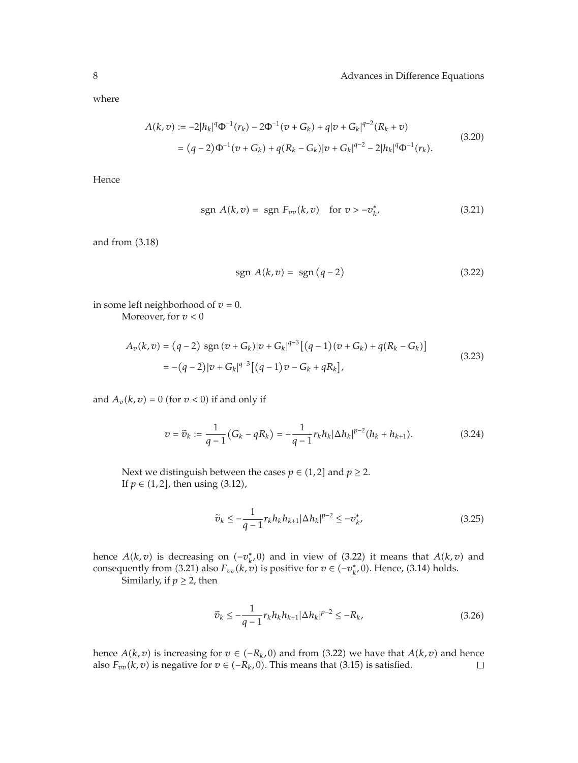where

$$
\begin{aligned}
A(k,v) &:= -2|h_k|^q \Phi^{-1}(r_k) - 2\Phi^{-1}(v+G_k) + q|v+G_k|^{q-2}(R_k+v) \\
&= (q-2)\Phi^{-1}(v+G_k) + q(R_k - G_k)|v+G_k|^{q-2} - 2|h_k|^q \Phi^{-1}(r_k).
\end{aligned}
\tag{3.20}
$$

Hence

$$
\operatorname{sgn} A(k,v) = \operatorname{sgn} F_{vv}(k,v) \quad \text{for } v > -v_k^*, \tag{3.21}
$$

and from (3.18)

$$
\operatorname{sgn} A(k,v) = \operatorname{sgn}(q-2) \tag{3.22}
$$

in some left neighborhood of $v = 0$.

Moreover, for $v < 0$

$$
\begin{aligned}
A_v(k,v) &= (q-2) \operatorname{sgn}(v+G_k)|v+G_k|^{q-3}\left[(q-1)(v+G_k) + q(R_k - G_k)\right] \\
&= -(q-2)|v+G_k|^{q-3}\left[(q-1)v - G_k + qR_k\right],
\end{aligned}
\tag{3.23}
$$

and $A_v(k,v) = 0$ (for $v < 0$) if and only if

$$
v = \tilde{v}_k := \frac{1}{q-1}(G_k - qR_k) = -\frac{1}{q-1} r_k h_k |\Delta h_k|^{p-2}(h_k + h_{k+1}). \tag{3.24}
$$

Next we distinguish between the cases $p \in (1,2]$ and $p \geq 2$.

If $p \in (1,2]$, then using (3.12),

$$
\tilde{v}_k \leq -\frac{1}{q-1} r_k h_k h_{k+1} |\Delta h_k|^{p-2} \leq -v_k^*, \tag{3.25}
$$

hence $A(k,v)$ is decreasing on $(-v_k^*, 0)$ and in view of (3.22) it means that $A(k,v)$ and consequently from (3.21) also $F_{vv}(k,v)$ is positive for $v \in (-v_k^*, 0)$. Hence, (3.14) holds.

Similarly, if $p \geq 2$, then

$$
\tilde{v}_k \leq -\frac{1}{q-1} r_k h_k h_{k+1} |\Delta h_k|^{p-2} \leq -R_k, \tag{3.26}
$$

hence $A(k,v)$ is increasing for $v \in (-R_k, 0)$ and from (3.22) we have that $A(k,v)$ and hence also $F_{vv}(k,v)$ is negative for $v \in (-R_k, 0)$. This means that (3.15) is satisfied. $\square$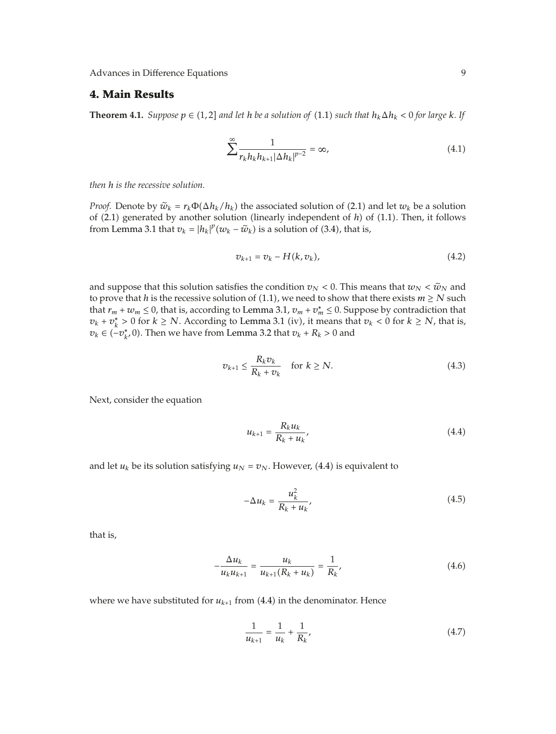## 4. Main Results

**Theorem 4.1.** *Suppose $p \in (1, 2]$ and let $h$ be a solution of* (1.1) *such that $h_k \Delta h_k < 0$ for large $k$. If*

$$\sum^{\infty} \frac{1}{r_k h_k h_{k+1} |\Delta h_k|^{p-2}} = \infty, \tag{4.1}$$

*then $h$ is the recessive solution.*

*Proof.* Denote by $\tilde{w}_k = r_k \Phi(\Delta h_k / h_k)$ the associated solution of (2.1) and let $w_k$ be a solution of (2.1) generated by another solution (linearly independent of $h$) of (1.1). Then, it follows from Lemma 3.1 that $v_k = |h_k|^p (w_k - \tilde{w}_k)$ is a solution of (3.4), that is,

$$v_{k+1} = v_k - H(k, v_k), \tag{4.2}$$

and suppose that this solution satisfies the condition $v_N < 0$. This means that $w_N < \tilde{w}_N$ and to prove that $h$ is the recessive solution of (1.1), we need to show that there exists $m \geq N$ such that $r_m + w_m \leq 0$, that is, according to Lemma 3.1, $v_m + v_m^* \leq 0$. Suppose by contradiction that $v_k + v_k^* > 0$ for $k \geq N$. According to Lemma 3.1 (iv), it means that $v_k < 0$ for $k \geq N$, that is, $v_k \in (-v_k^*, 0)$. Then we have from Lemma 3.2 that $v_k + R_k > 0$ and

$$v_{k+1} \leq \frac{R_k v_k}{R_k + v_k} \quad \text{for } k \geq N. \tag{4.3}$$

Next, consider the equation

$$u_{k+1} = \frac{R_k u_k}{R_k + u_k}, \tag{4.4}$$

and let $u_k$ be its solution satisfying $u_N = v_N$. However, (4.4) is equivalent to

$$-\Delta u_k = \frac{u_k^2}{R_k + u_k}, \tag{4.5}$$

that is,

$$-\frac{\Delta u_k}{u_k u_{k+1}} = \frac{u_k}{u_{k+1}(R_k + u_k)} = \frac{1}{R_k}, \tag{4.6}$$

where we have substituted for $u_{k+1}$ from (4.4) in the denominator. Hence

$$\frac{1}{u_{k+1}} = \frac{1}{u_k} + \frac{1}{R_k}, \tag{4.7}$$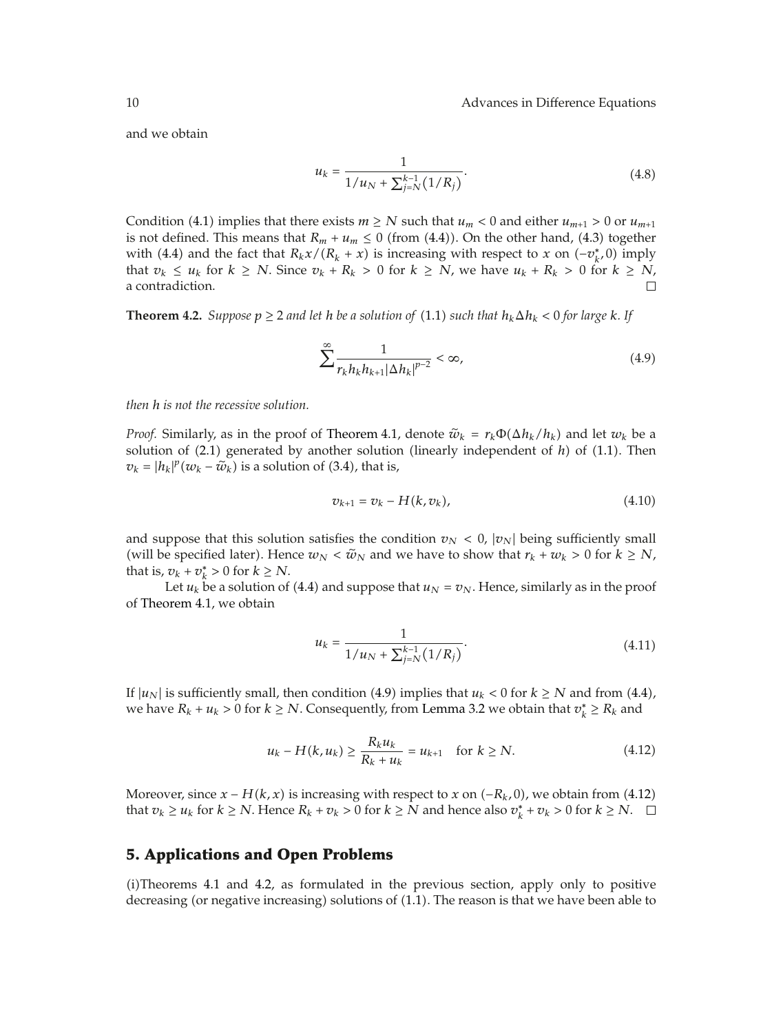and we obtain

$$u_k = \frac{1}{1/u_N + \sum_{j=N}^{k-1}(1/R_j)}. \tag{4.8}$$

Condition (4.1) implies that there exists $m \geq N$ such that $u_m < 0$ and either $u_{m+1} > 0$ or $u_{m+1}$ is not defined. This means that $R_m + u_m \leq 0$ (from (4.4)). On the other hand, (4.3) together with (4.4) and the fact that $R_k x/(R_k + x)$ is increasing with respect to $x$ on $(-v_k^*, 0)$ imply that $v_k \leq u_k$ for $k \geq N$. Since $v_k + R_k > 0$ for $k \geq N$, we have $u_k + R_k > 0$ for $k \geq N$, a contradiction. □

**Theorem 4.2.** *Suppose $p \geq 2$ and let $h$ be a solution of (1.1) such that $h_k \Delta h_k < 0$ for large $k$. If*

$$\sum^{\infty} \frac{1}{r_k h_k h_{k+1} |\Delta h_k|^{p-2}} < \infty, \tag{4.9}$$

*then $h$ is not the recessive solution.*

*Proof.* Similarly, as in the proof of Theorem 4.1, denote $\tilde{w}_k = r_k \Phi(\Delta h_k / h_k)$ and let $w_k$ be a solution of (2.1) generated by another solution (linearly independent of $h$) of (1.1). Then $v_k = |h_k|^p (w_k - \tilde{w}_k)$ is a solution of (3.4), that is,

$$v_{k+1} = v_k - H(k, v_k), \tag{4.10}$$

and suppose that this solution satisfies the condition $v_N < 0$, $|v_N|$ being sufficiently small (will be specified later). Hence $w_N < \tilde{w}_N$ and we have to show that $r_k + w_k > 0$ for $k \geq N$, that is, $v_k + v_k^* > 0$ for $k \geq N$.

Let $u_k$ be a solution of (4.4) and suppose that $u_N = v_N$. Hence, similarly as in the proof of Theorem 4.1, we obtain

$$u_k = \frac{1}{1/u_N + \sum_{j=N}^{k-1}(1/R_j)}. \tag{4.11}$$

If $|u_N|$ is sufficiently small, then condition (4.9) implies that $u_k < 0$ for $k \geq N$ and from (4.4), we have $R_k + u_k > 0$ for $k \geq N$. Consequently, from Lemma 3.2 we obtain that $v_k^* \geq R_k$ and

$$u_k - H(k, u_k) \geq \frac{R_k u_k}{R_k + u_k} = u_{k+1} \quad \text{for } k \geq N. \tag{4.12}$$

Moreover, since $x - H(k, x)$ is increasing with respect to $x$ on $(-R_k, 0)$, we obtain from (4.12) that $v_k \geq u_k$ for $k \geq N$. Hence $R_k + v_k > 0$ for $k \geq N$ and hence also $v_k^* + v_k > 0$ for $k \geq N$. □

## 5. Applications and Open Problems

(i)Theorems 4.1 and 4.2, as formulated in the previous section, apply only to positive decreasing (or negative increasing) solutions of (1.1). The reason is that we have been able to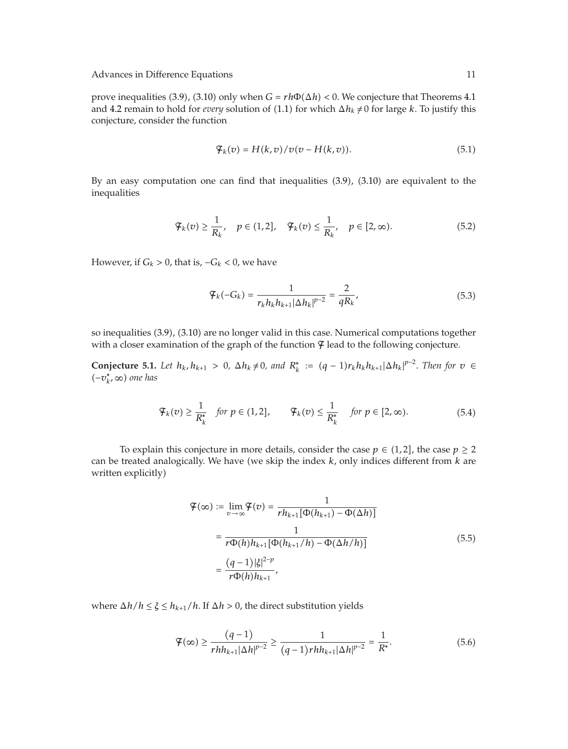prove inequalities (3.9), (3.10) only when $G = rh\Phi(\Delta h) < 0$. We conjecture that Theorems 4.1 and 4.2 remain to hold for *every* solution of (1.1) for which $\Delta h_k \neq 0$ for large $k$. To justify this conjecture, consider the function

$$\mathcal{F}_k(v) = H(k,v)/v(v - H(k,v)). \tag{5.1}$$

By an easy computation one can find that inequalities (3.9), (3.10) are equivalent to the inequalities

$$\mathcal{F}_k(v) \geq \frac{1}{R_k}, \quad p \in (1,2], \quad \mathcal{F}_k(v) \leq \frac{1}{R_k}, \quad p \in [2,\infty). \tag{5.2}$$

However, if $G_k > 0$, that is, $-G_k < 0$, we have

$$\mathcal{F}_k(-G_k) = \frac{1}{r_k h_k h_{k+1} |\Delta h_k|^{p-2}} = \frac{2}{qR_k}, \tag{5.3}$$

so inequalities (3.9), (3.10) are no longer valid in this case. Numerical computations together with a closer examination of the graph of the function $\mathcal{F}$ lead to the following conjecture.

**Conjecture 5.1.** *Let $h_k, h_{k+1} > 0$, $\Delta h_k \neq 0$, and $R_k^* := (q-1) r_k h_k h_{k+1} |\Delta h_k|^{p-2}$. Then for $v \in (-v_k^*, \infty)$ one has*

$$\mathcal{F}_k(v) \geq \frac{1}{R_k^*} \quad \text{for } p \in (1,2], \qquad \mathcal{F}_k(v) \leq \frac{1}{R_k^*} \quad \text{for } p \in [2,\infty). \tag{5.4}$$

To explain this conjecture in more details, consider the case $p \in (1,2]$, the case $p \geq 2$ can be treated analogically. We have (we skip the index $k$, only indices different from $k$ are written explicitly)

$$\begin{aligned}
\mathcal{F}(\infty) := \lim_{v \to \infty} \mathcal{F}(v) &= \frac{1}{rh_{k+1}[\Phi(h_{k+1}) - \Phi(\Delta h)]} \\
&= \frac{1}{r\Phi(h) h_{k+1}[\Phi(h_{k+1}/h) - \Phi(\Delta h/h)]} \\
&= \frac{(q-1)|\xi|^{2-p}}{r\Phi(h) h_{k+1}},
\end{aligned} \tag{5.5}$$

where $\Delta h/h \leq \xi \leq h_{k+1}/h$. If $\Delta h > 0$, the direct substitution yields

$$\mathcal{F}(\infty) \geq \frac{(q-1)}{rhh_{k+1}|\Delta h|^{p-2}} \geq \frac{1}{(q-1)rhh_{k+1}|\Delta h|^{p-2}} = \frac{1}{R^*}. \tag{5.6}$$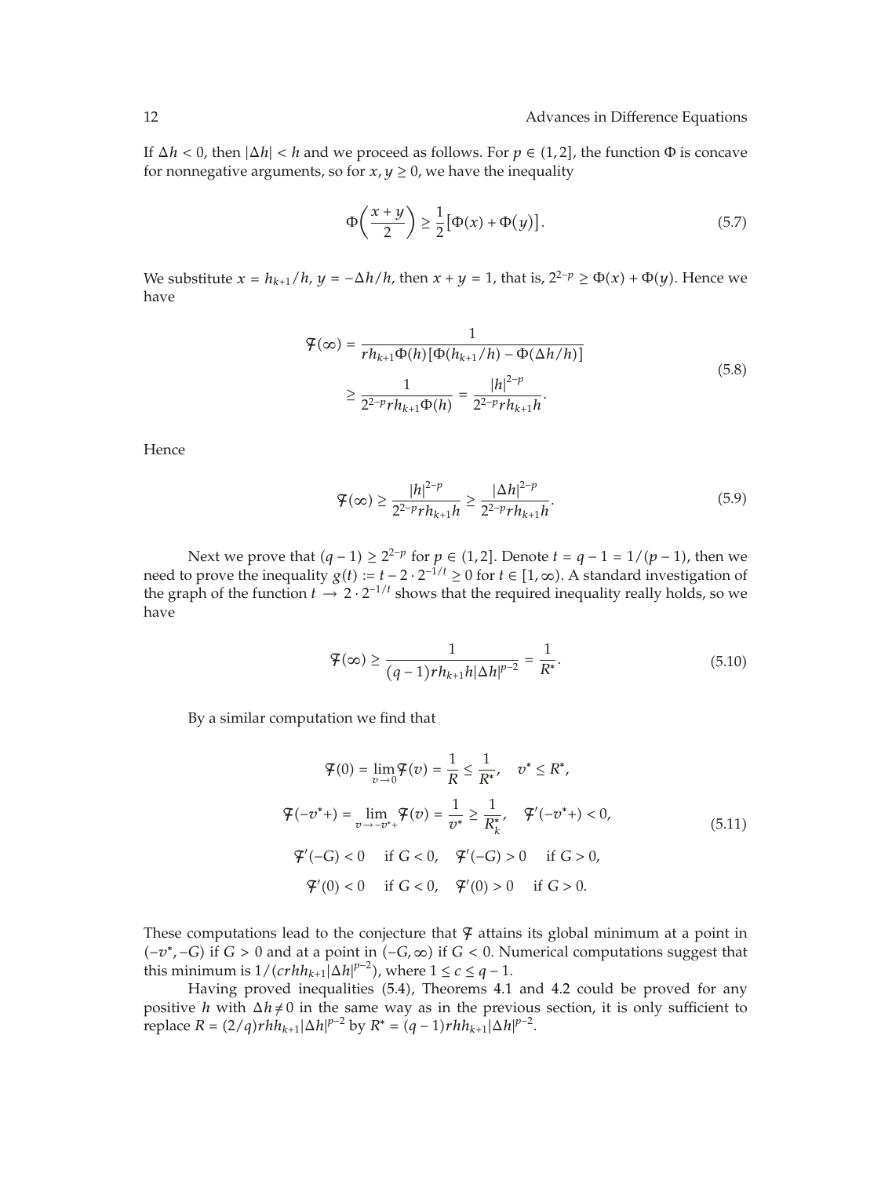If $\Delta h < 0$, then $|\Delta h| < h$ and we proceed as follows. For $p \in (1,2]$, the function $\Phi$ is concave for nonnegative arguments, so for $x, y \geq 0$, we have the inequality

$$\Phi\left(\frac{x+y}{2}\right) \geq \frac{1}{2}\left[\Phi(x) + \Phi(y)\right]. \tag{5.7}$$

We substitute $x = h_{k+1}/h$, $y = -\Delta h/h$, then $x + y = 1$, that is, $2^{2-p} \geq \Phi(x) + \Phi(y)$. Hence we have

$$\begin{aligned}
\mathcal{F}(\infty) &= \frac{1}{r h_{k+1} \Phi(h)\left[\Phi(h_{k+1}/h) - \Phi(\Delta h/h)\right]} \\
&\geq \frac{1}{2^{2-p} r h_{k+1} \Phi(h)} = \frac{|h|^{2-p}}{2^{2-p} r h_{k+1} h}.
\end{aligned} \tag{5.8}$$

Hence

$$\mathcal{F}(\infty) \geq \frac{|h|^{2-p}}{2^{2-p} r h_{k+1} h} \geq \frac{|\Delta h|^{2-p}}{2^{2-p} r h_{k+1} h}. \tag{5.9}$$

Next we prove that $(q-1) \geq 2^{2-p}$ for $p \in (1,2]$. Denote $t = q - 1 = 1/(p-1)$, then we need to prove the inequality $g(t) := t - 2 \cdot 2^{-1/t} \geq 0$ for $t \in [1, \infty)$. A standard investigation of the graph of the function $t \to 2 \cdot 2^{-1/t}$ shows that the required inequality really holds, so we have

$$\mathcal{F}(\infty) \geq \frac{1}{(q-1) r h_{k+1} h |\Delta h|^{p-2}} = \frac{1}{R^*}. \tag{5.10}$$

By a similar computation we find that

$$\begin{aligned}
\mathcal{F}(0) &= \lim_{v \to 0} \mathcal{F}(v) = \frac{1}{R} \leq \frac{1}{R^*}, \quad v^* \leq R^*, \\
\mathcal{F}(-v^*+) &= \lim_{v \to -v^*+} \mathcal{F}(v) = \frac{1}{v^*} \geq \frac{1}{R_k^*}, \quad \mathcal{F}'(-v^*+) < 0, \\
\mathcal{F}'(-G) &< 0 \quad \text{if } G < 0, \quad \mathcal{F}'(-G) > 0 \quad \text{if } G > 0, \\
\mathcal{F}'(0) &< 0 \quad \text{if } G < 0, \quad \mathcal{F}'(0) > 0 \quad \text{if } G > 0.
\end{aligned} \tag{5.11}$$

These computations lead to the conjecture that $\mathcal{F}$ attains its global minimum at a point in $(-v^*, -G)$ if $G > 0$ and at a point in $(-G, \infty)$ if $G < 0$. Numerical computations suggest that this minimum is $1/(c r h h_{k+1} |\Delta h|^{p-2})$, where $1 \leq c \leq q - 1$.

Having proved inequalities (5.4), Theorems 4.1 and 4.2 could be proved for any positive $h$ with $\Delta h \neq 0$ in the same way as in the previous section, it is only sufficient to replace $R = (2/q) r h h_{k+1} |\Delta h|^{p-2}$ by $R^* = (q-1) r h h_{k+1} |\Delta h|^{p-2}$.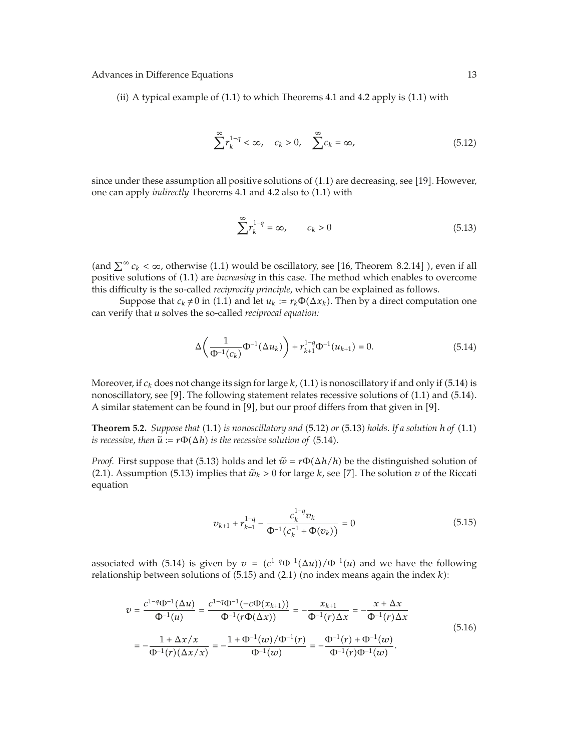(ii) A typical example of (1.1) to which Theorems 4.1 and 4.2 apply is (1.1) with

$$\sum^{\infty} r_k^{1-q} < \infty, \quad c_k > 0, \quad \sum^{\infty} c_k = \infty, \tag{5.12}$$

since under these assumption all positive solutions of (1.1) are decreasing, see [19]. However, one can apply *indirectly* Theorems 4.1 and 4.2 also to (1.1) with

$$\sum^{\infty} r_k^{1-q} = \infty, \qquad c_k > 0 \tag{5.13}$$

(and $\sum^{\infty} c_k < \infty$, otherwise (1.1) would be oscillatory, see [16, Theorem 8.2.14] ), even if all positive solutions of (1.1) are *increasing* in this case. The method which enables to overcome this difficulty is the so-called *reciprocity principle*, which can be explained as follows.

Suppose that $c_k \neq 0$ in (1.1) and let $u_k := r_k \Phi(\Delta x_k)$. Then by a direct computation one can verify that $u$ solves the so-called *reciprocal equation:*

$$\Delta\left(\frac{1}{\Phi^{-1}(c_k)}\Phi^{-1}(\Delta u_k)\right) + r_{k+1}^{1-q}\Phi^{-1}(u_{k+1}) = 0. \tag{5.14}$$

Moreover, if $c_k$ does not change its sign for large $k$, (1.1) is nonoscillatory if and only if (5.14) is nonoscillatory, see [9]. The following statement relates recessive solutions of (1.1) and (5.14). A similar statement can be found in [9], but our proof differs from that given in [9].

**Theorem 5.2.** *Suppose that* (1.1) *is nonoscillatory and* (5.12) *or* (5.13) *holds. If a solution $h$ of* (1.1) *is recessive, then $\tilde{u} := r\Phi(\Delta h)$ is the recessive solution of* (5.14)*.*

*Proof.* First suppose that (5.13) holds and let $\tilde{w} = r\Phi(\Delta h/h)$ be the distinguished solution of (2.1). Assumption (5.13) implies that $\tilde{w}_k > 0$ for large $k$, see [7]. The solution $v$ of the Riccati equation

$$v_{k+1} + r_{k+1}^{1-q} - \frac{c_k^{1-q} v_k}{\Phi^{-1}\left(c_k^{-1} + \Phi(v_k)\right)} = 0 \tag{5.15}$$

associated with (5.14) is given by $v = (c^{1-q}\Phi^{-1}(\Delta u))/\Phi^{-1}(u)$ and we have the following relationship between solutions of (5.15) and (2.1) (no index means again the index $k$):

$$\begin{aligned} v &= \frac{c^{1-q}\Phi^{-1}(\Delta u)}{\Phi^{-1}(u)} = \frac{c^{1-q}\Phi^{-1}(-c\Phi(x_{k+1}))}{\Phi^{-1}(r\Phi(\Delta x))} = -\frac{x_{k+1}}{\Phi^{-1}(r)\Delta x} = -\frac{x + \Delta x}{\Phi^{-1}(r)\Delta x} \\ &= -\frac{1 + \Delta x/x}{\Phi^{-1}(r)(\Delta x/x)} = -\frac{1 + \Phi^{-1}(w)/\Phi^{-1}(r)}{\Phi^{-1}(w)} = -\frac{\Phi^{-1}(r) + \Phi^{-1}(w)}{\Phi^{-1}(r)\Phi^{-1}(w)}. \end{aligned} \tag{5.16}$$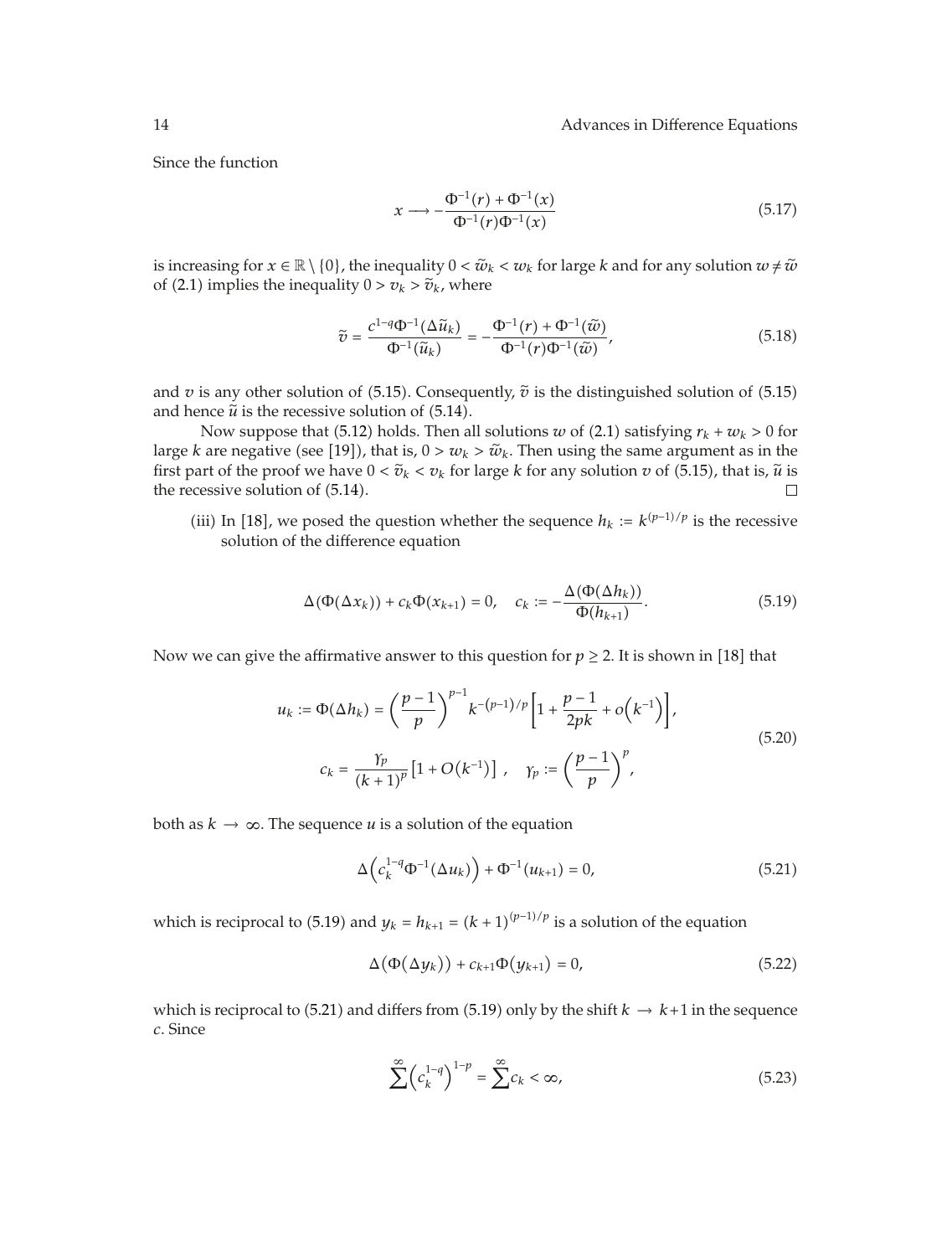Since the function

$$x \longrightarrow -\frac{\Phi^{-1}(r) + \Phi^{-1}(x)}{\Phi^{-1}(r)\Phi^{-1}(x)} \tag{5.17}$$

is increasing for $x \in \mathbb{R} \setminus \{0\}$, the inequality $0 < \widetilde{w}_k < w_k$ for large $k$ and for any solution $w \neq \widetilde{w}$ of (2.1) implies the inequality $0 > v_k > \widetilde{v}_k$, where

$$\widetilde{v} = \frac{c^{1-q}\Phi^{-1}(\Delta \widetilde{u}_k)}{\Phi^{-1}(\widetilde{u}_k)} = -\frac{\Phi^{-1}(r) + \Phi^{-1}(\widetilde{w})}{\Phi^{-1}(r)\Phi^{-1}(\widetilde{w})}, \tag{5.18}$$

and $v$ is any other solution of (5.15). Consequently, $\widetilde{v}$ is the distinguished solution of (5.15) and hence $\widetilde{u}$ is the recessive solution of (5.14).

Now suppose that (5.12) holds. Then all solutions $w$ of (2.1) satisfying $r_k + w_k > 0$ for large $k$ are negative (see [19]), that is, $0 > w_k > \widetilde{w}_k$. Then using the same argument as in the first part of the proof we have $0 < \widetilde{v}_k < v_k$ for large $k$ for any solution $v$ of (5.15), that is, $\widetilde{u}$ is the recessive solution of (5.14). □

(iii) In [18], we posed the question whether the sequence $h_k := k^{(p-1)/p}$ is the recessive solution of the difference equation

$$\Delta(\Phi(\Delta x_k)) + c_k \Phi(x_{k+1}) = 0, \quad c_k := -\frac{\Delta(\Phi(\Delta h_k))}{\Phi(h_{k+1})}. \tag{5.19}$$

Now we can give the affirmative answer to this question for $p \geq 2$. It is shown in [18] that

$$\begin{gathered} u_k := \Phi(\Delta h_k) = \left(\frac{p-1}{p}\right)^{p-1} k^{-(p-1)/p}\left[1 + \frac{p-1}{2pk} + o\left(k^{-1}\right)\right], \\ c_k = \frac{\gamma_p}{(k+1)^p}\left[1 + O\left(k^{-1}\right)\right], \quad \gamma_p := \left(\frac{p-1}{p}\right)^p, \end{gathered} \tag{5.20}$$

both as $k \to \infty$. The sequence $u$ is a solution of the equation

$$\Delta\left(c_k^{1-q}\Phi^{-1}(\Delta u_k)\right) + \Phi^{-1}(u_{k+1}) = 0, \tag{5.21}$$

which is reciprocal to (5.19) and $y_k = h_{k+1} = (k+1)^{(p-1)/p}$ is a solution of the equation

$$\Delta\left(\Phi\left(\Delta y_k\right)\right) + c_{k+1}\Phi\left(y_{k+1}\right) = 0, \tag{5.22}$$

which is reciprocal to (5.21) and differs from (5.19) only by the shift $k \to k+1$ in the sequence $c$. Since

$$\sum^{\infty}\left(c_k^{1-q}\right)^{1-p} = \sum^{\infty} c_k < \infty, \tag{5.23}$$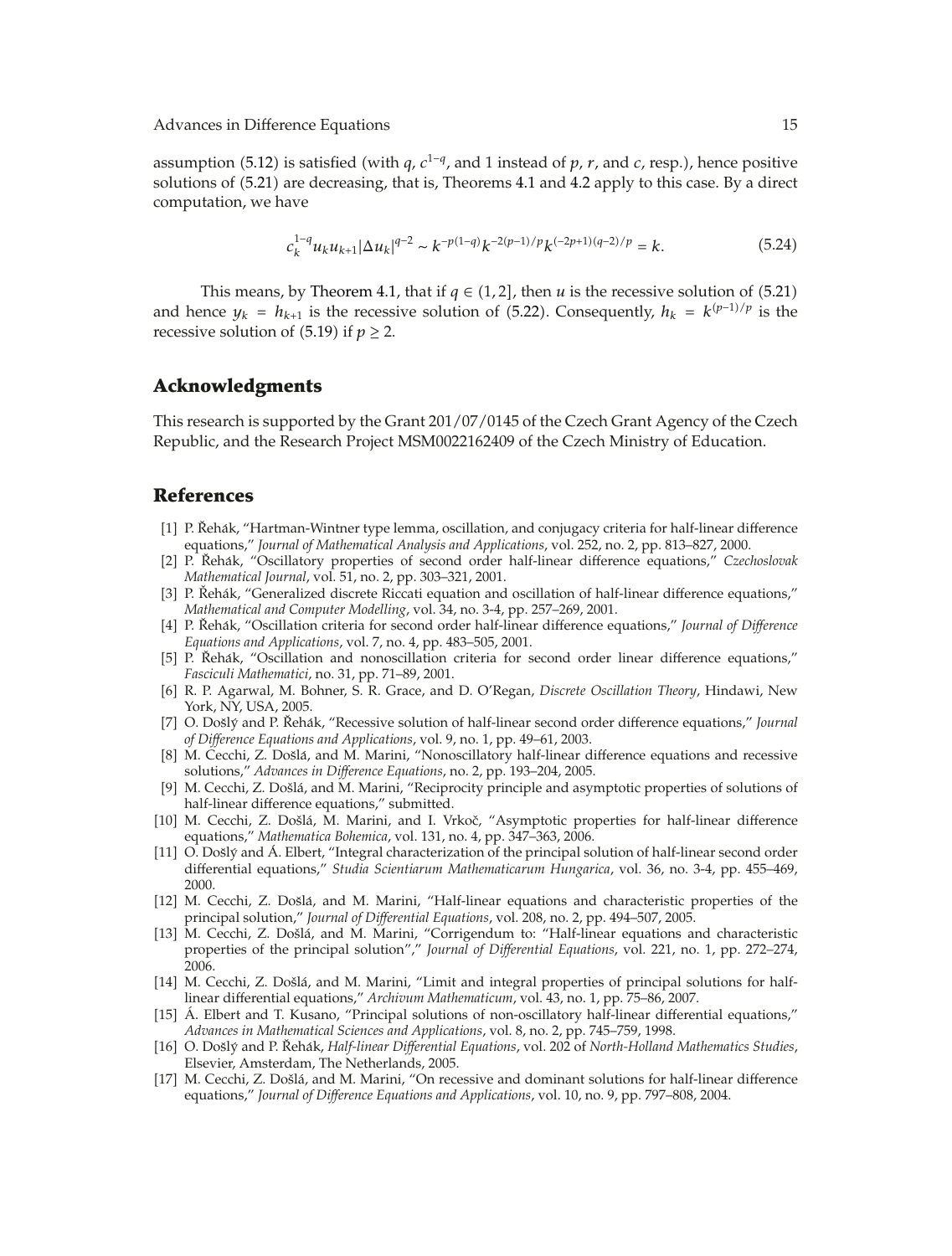assumption (5.12) is satisfied (with $q$, $c^{1-q}$, and 1 instead of $p$, $r$, and $c$, resp.), hence positive solutions of (5.21) are decreasing, that is, Theorems 4.1 and 4.2 apply to this case. By a direct computation, we have

$$c_k^{1-q} u_k u_{k+1} |\Delta u_k|^{q-2} \sim k^{-p(1-q)} k^{-2(p-1)/p} k^{(-2p+1)(q-2)/p} = k. \tag{5.24}$$

This means, by Theorem 4.1, that if $q \in (1,2]$, then $u$ is the recessive solution of (5.21) and hence $y_k = h_{k+1}$ is the recessive solution of (5.22). Consequently, $h_k = k^{(p-1)/p}$ is the recessive solution of (5.19) if $p \geq 2$.

## Acknowledgments

This research is supported by the Grant 201/07/0145 of the Czech Grant Agency of the Czech Republic, and the Research Project MSM0022162409 of the Czech Ministry of Education.

## References

[1] P. Řehák, "Hartman-Wintner type lemma, oscillation, and conjugacy criteria for half-linear difference equations," *Journal of Mathematical Analysis and Applications*, vol. 252, no. 2, pp. 813–827, 2000.

[2] P. Řehák, "Oscillatory properties of second order half-linear difference equations," *Czechoslovak Mathematical Journal*, vol. 51, no. 2, pp. 303–321, 2001.

[3] P. Řehák, "Generalized discrete Riccati equation and oscillation of half-linear difference equations," *Mathematical and Computer Modelling*, vol. 34, no. 3-4, pp. 257–269, 2001.

[4] P. Řehák, "Oscillation criteria for second order half-linear difference equations," *Journal of Difference Equations and Applications*, vol. 7, no. 4, pp. 483–505, 2001.

[5] P. Řehák, "Oscillation and nonoscillation criteria for second order linear difference equations," *Fasciculi Mathematici*, no. 31, pp. 71–89, 2001.

[6] R. P. Agarwal, M. Bohner, S. R. Grace, and D. O'Regan, *Discrete Oscillation Theory*, Hindawi, New York, NY, USA, 2005.

[7] O. Došlý and P. Řehák, "Recessive solution of half-linear second order difference equations," *Journal of Difference Equations and Applications*, vol. 9, no. 1, pp. 49–61, 2003.

[8] M. Cecchi, Z. Došlá, and M. Marini, "Nonoscillatory half-linear difference equations and recessive solutions," *Advances in Difference Equations*, no. 2, pp. 193–204, 2005.

[9] M. Cecchi, Z. Došlá, and M. Marini, "Reciprocity principle and asymptotic properties of solutions of half-linear difference equations," submitted.

[10] M. Cecchi, Z. Došlá, M. Marini, and I. Vrkoč, "Asymptotic properties for half-linear difference equations," *Mathematica Bohemica*, vol. 131, no. 4, pp. 347–363, 2006.

[11] O. Došlý and Á. Elbert, "Integral characterization of the principal solution of half-linear second order differential equations," *Studia Scientiarum Mathematicarum Hungarica*, vol. 36, no. 3-4, pp. 455–469, 2000.

[12] M. Cecchi, Z. Došlá, and M. Marini, "Half-linear equations and characteristic properties of the principal solution," *Journal of Differential Equations*, vol. 208, no. 2, pp. 494–507, 2005.

[13] M. Cecchi, Z. Došlá, and M. Marini, "Corrigendum to: "Half-linear equations and characteristic properties of the principal solution"," *Journal of Differential Equations*, vol. 221, no. 1, pp. 272–274, 2006.

[14] M. Cecchi, Z. Došlá, and M. Marini, "Limit and integral properties of principal solutions for half-linear differential equations," *Archivum Mathematicum*, vol. 43, no. 1, pp. 75–86, 2007.

[15] Á. Elbert and T. Kusano, "Principal solutions of non-oscillatory half-linear differential equations," *Advances in Mathematical Sciences and Applications*, vol. 8, no. 2, pp. 745–759, 1998.

[16] O. Došlý and P. Řehák, *Half-linear Differential Equations*, vol. 202 of *North-Holland Mathematics Studies*, Elsevier, Amsterdam, The Netherlands, 2005.

[17] M. Cecchi, Z. Došlá, and M. Marini, "On recessive and dominant solutions for half-linear difference equations," *Journal of Difference Equations and Applications*, vol. 10, no. 9, pp. 797–808, 2004.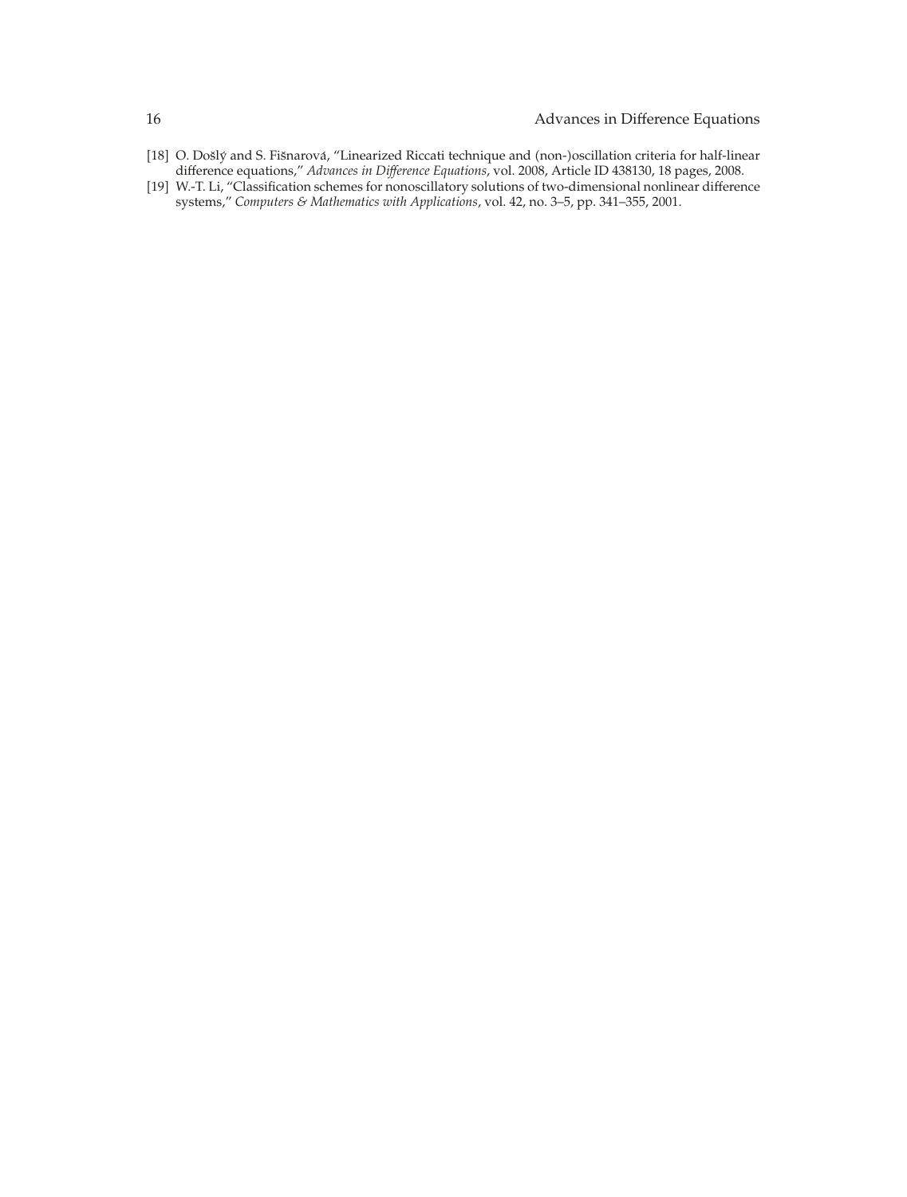[18] O. Došlý and S. Fišnarová, "Linearized Riccati technique and (non-)oscillation criteria for half-linear difference equations," *Advances in Difference Equations*, vol. 2008, Article ID 438130, 18 pages, 2008.

[19] W.-T. Li, "Classification schemes for nonoscillatory solutions of two-dimensional nonlinear difference systems," *Computers & Mathematics with Applications*, vol. 42, no. 3–5, pp. 341–355, 2001.